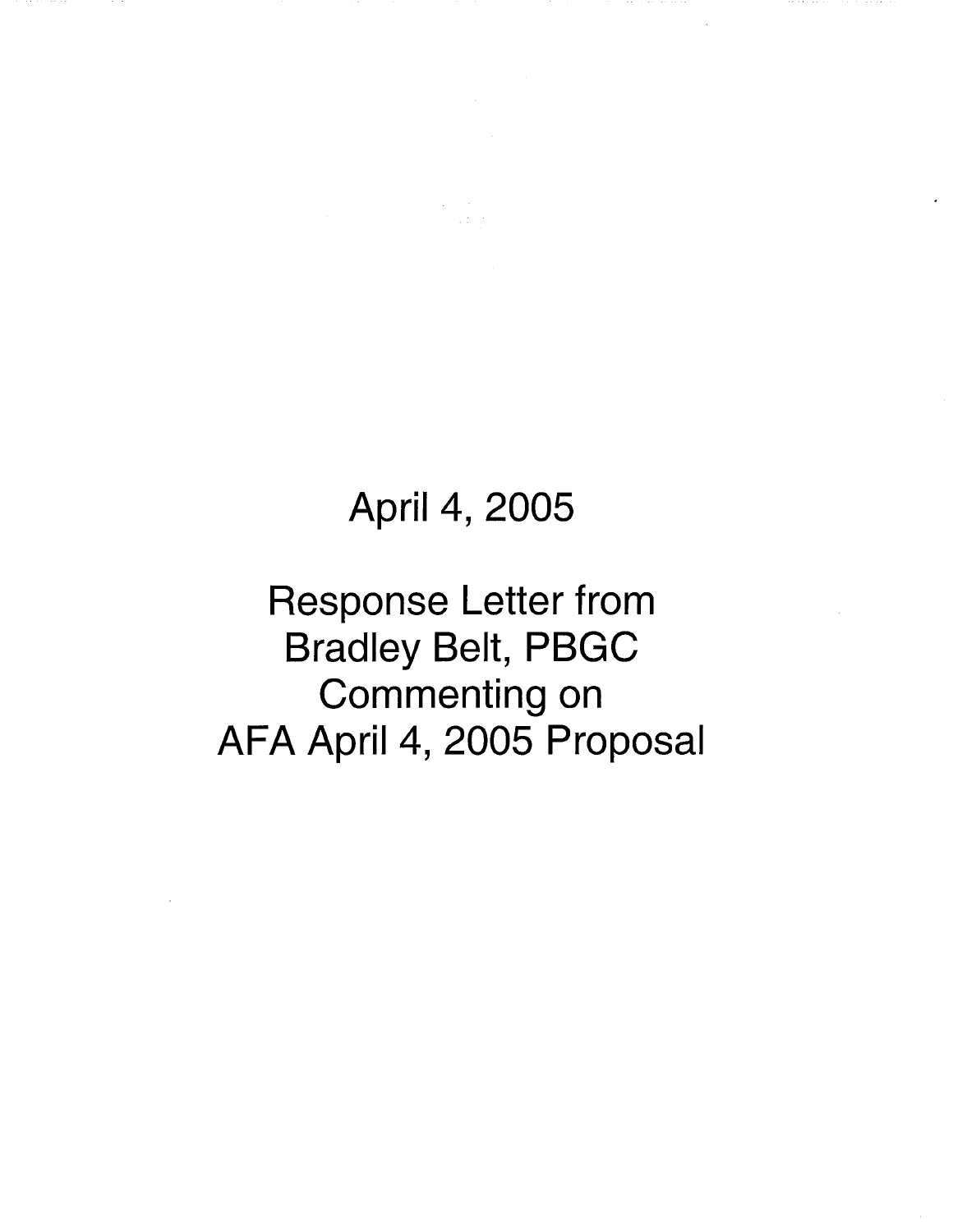April 4, 2005

Response Letter from
Bradley Belt, PBGC
Commenting on
AFA April 4, 2005 Proposal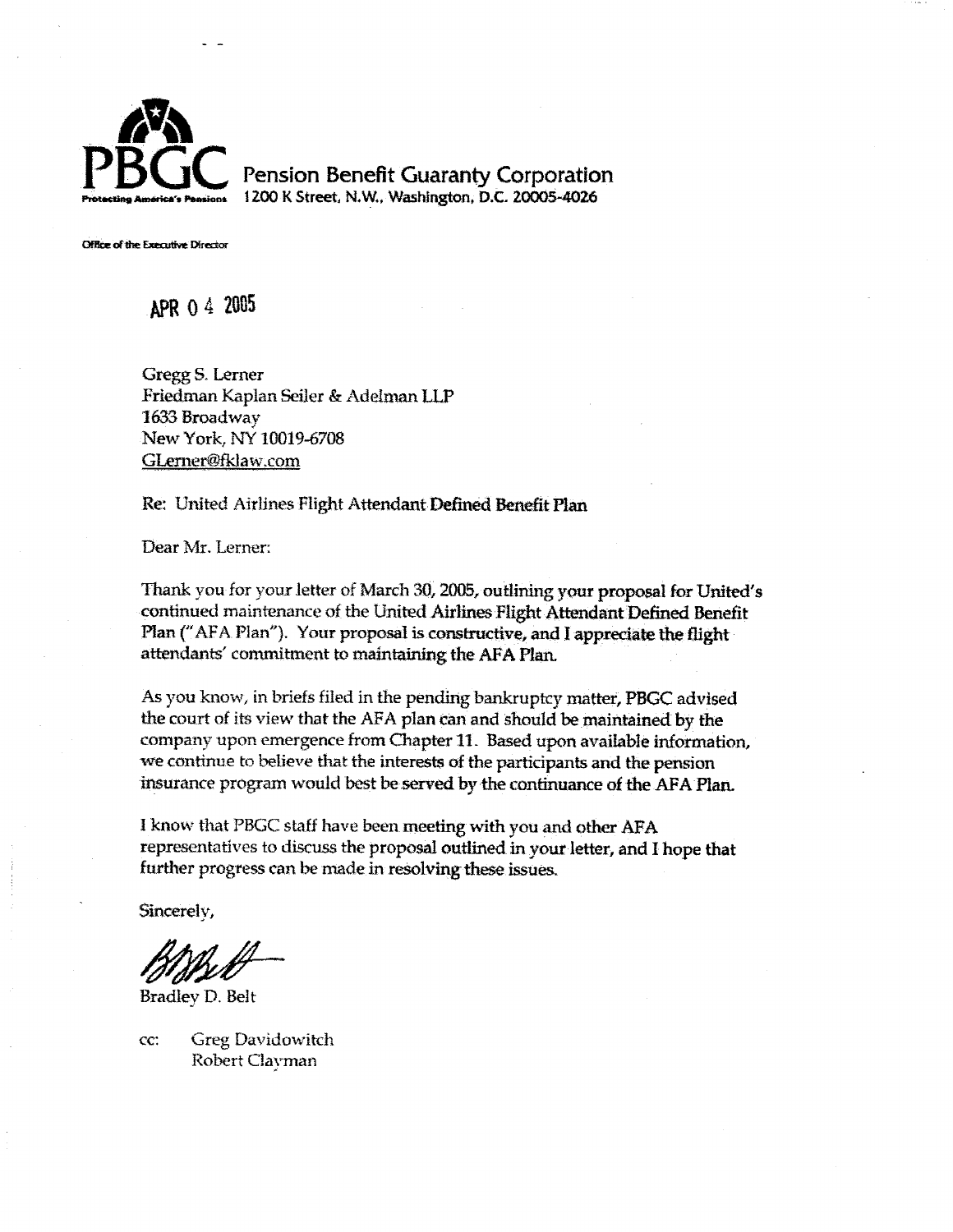**PBGC** Pension Benefit Guaranty Corporation
Protecting America's Pensions
1200 K Street, N.W., Washington, D.C. 20005-4026

Office of the Executive Director

APR 04 2005

Gregg S. Lerner
Friedman Kaplan Seiler & Adelman LLP
1633 Broadway
New York, NY 10019-6708
GLerner@fklaw.com

Re: United Airlines Flight Attendant Defined Benefit Plan

Dear Mr. Lerner:

Thank you for your letter of March 30, 2005, outlining your proposal for United's continued maintenance of the United Airlines Flight Attendant Defined Benefit Plan ("AFA Plan"). Your proposal is constructive, and I appreciate the flight attendants' commitment to maintaining the AFA Plan.

As you know, in briefs filed in the pending bankruptcy matter, PBGC advised the court of its view that the AFA plan can and should be maintained by the company upon emergence from Chapter 11. Based upon available information, we continue to believe that the interests of the participants and the pension insurance program would best be served by the continuance of the AFA Plan.

I know that PBGC staff have been meeting with you and other AFA representatives to discuss the proposal outlined in your letter, and I hope that further progress can be made in resolving these issues.

Sincerely,

Bradley D. Belt

cc: Greg Davidowitch
Robert Clayman